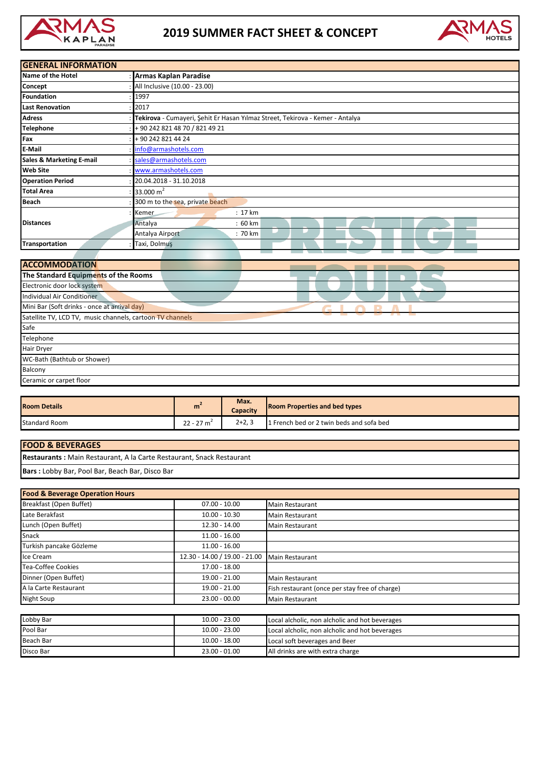# 2019 SUMMER FACT SHEET & CONCEPT

## GENERAL INFORMATION

| | |
|---|---|
| **Name of the Hotel** | **Armas Kaplan Paradise** |
| **Concept** | All Inclusive (10.00 - 23.00) |
| **Foundation** | 1997 |
| **Last Renovation** | 2017 |
| **Adress** | **Tekirova** - Cumayeri, Şehit Er Hasan Yılmaz Street, Tekirova - Kemer - Antalya |
| **Telephone** | + 90 242 821 48 70 / 821 49 21 |
| **Fax** | + 90 242 821 44 24 |
| **E-Mail** | info@armashotels.com |
| **Sales & Marketing E-mail** | sales@armashotels.com |
| **Web Site** | www.armashotels.com |
| **Operation Period** | 20.04.2018 - 31.10.2018 |
| **Total Area** | 33.000 $m^2$ |
| **Beach** | 300 m to the sea, private beach |
| **Distances** | Kemer : 17 km |
| | Antalya : 60 km |
| | Antalya Airport : 70 km |
| **Transportation** | Taxi, Dolmuş |

## ACCOMMODATION

**The Standard Equipments of the Rooms**

- Electronic door lock system
- Individual Air Conditioner
- Mini Bar (Soft drinks - once at arrival day)
- Satellite TV, LCD TV, music channels, cartoon TV channels
- Safe
- Telephone
- Hair Dryer
- WC-Bath (Bathtub or Shower)
- Balcony
- Ceramic or carpet floor

| Room Details | $m^2$ | Max. Capacity | Room Properties and bed types |
|---|---|---|---|
| Standard Room | 22 - 27 $m^2$ | 2+2, 3 | 1 French bed or 2 twin beds and sofa bed |

## FOOD & BEVERAGES

**Restaurants :** Main Restaurant, A la Carte Restaurant, Snack Restaurant

**Bars :** Lobby Bar, Pool Bar, Beach Bar, Disco Bar

| Food & Beverage Operation Hours | | |
|---|---|---|
| Breakfast (Open Buffet) | 07.00 - 10.00 | Main Restaurant |
| Late Berakfast | 10.00 - 10.30 | Main Restaurant |
| Lunch (Open Buffet) | 12.30 - 14.00 | Main Restaurant |
| Snack | 11.00 - 16.00 | |
| Turkish pancake Gözleme | 11.00 - 16.00 | |
| Ice Cream | 12.30 - 14.00 / 19.00 - 21.00 | Main Restaurant |
| Tea-Coffee Cookies | 17.00 - 18.00 | |
| Dinner (Open Buffet) | 19.00 - 21.00 | Main Restaurant |
| A la Carte Restaurant | 19.00 - 21.00 | Fish restaurant (once per stay free of charge) |
| Night Soup | 23.00 - 00.00 | Main Restaurant |

| | | |
|---|---|---|
| Lobby Bar | 10.00 - 23.00 | Local alcholic, non alcholic and hot beverages |
| Pool Bar | 10.00 - 23.00 | Local alcholic, non alcholic and hot beverages |
| Beach Bar | 10.00 - 18.00 | Local soft beverages and Beer |
| Disco Bar | 23.00 - 01.00 | All drinks are with extra charge |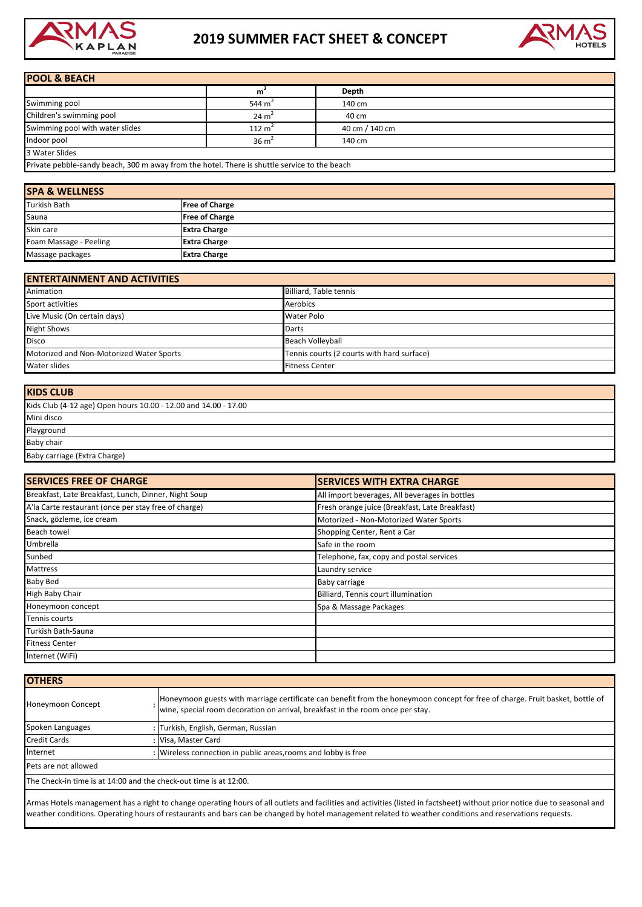# 2019 SUMMER FACT SHEET & CONCEPT

## POOL & BEACH

| | $m^2$ | Depth |
|---|---|---|
| Swimming pool | 544 $m^2$ | 140 cm |
| Children's swimming pool | 24 $m^2$ | 40 cm |
| Swimming pool with water slides | 112 $m^2$ | 40 cm / 140 cm |
| Indoor pool | 36 $m^2$ | 140 cm |
| 3 Water Slides | | |
| Private pebble-sandy beach, 300 m away from the hotel. There is shuttle service to the beach | | |

## SPA & WELLNESS

| | |
|---|---|
| Turkish Bath | **Free of Charge** |
| Sauna | **Free of Charge** |
| Skin care | **Extra Charge** |
| Foam Massage - Peeling | **Extra Charge** |
| Massage packages | **Extra Charge** |

## ENTERTAINMENT AND ACTIVITIES

| | |
|---|---|
| Animation | Billiard, Table tennis |
| Sport activities | Aerobics |
| Live Music (On certain days) | Water Polo |
| Night Shows | Darts |
| Disco | Beach Volleyball |
| Motorized and Non-Motorized Water Sports | Tennis courts (2 courts with hard surface) |
| Water slides | Fitness Center |

## KIDS CLUB

- Kids Club (4-12 age) Open hours 10.00 - 12.00 and 14.00 - 17.00
- Mini disco
- Playground
- Baby chair
- Baby carriage (Extra Charge)

| SERVICES FREE OF CHARGE | SERVICES WITH EXTRA CHARGE |
|---|---|
| Breakfast, Late Breakfast, Lunch, Dinner, Night Soup | All import beverages, All beverages in bottles |
| A'la Carte restaurant (once per stay free of charge) | Fresh orange juice (Breakfast, Late Breakfast) |
| Snack, gözleme, ice cream | Motorized - Non-Motorized Water Sports |
| Beach towel | Shopping Center, Rent a Car |
| Umbrella | Safe in the room |
| Sunbed | Telephone, fax, copy and postal services |
| Mattress | Laundry service |
| Baby Bed | Baby carriage |
| High Baby Chair | Billiard, Tennis court illumination |
| Honeymoon concept | Spa & Massage Packages |
| Tennis courts | |
| Turkish Bath-Sauna | |
| Fitness Center | |
| İnternet (WiFi) | |

## OTHERS

| | |
|---|---|
| Honeymoon Concept | : Honeymoon guests with marriage certificate can benefit from the honeymoon concept for free of charge. Fruit basket, bottle of wine, special room decoration on arrival, breakfast in the room once per stay. |
| Spoken Languages | : Turkish, English, German, Russian |
| Credit Cards | : Visa, Master Card |
| İnternet | : Wireless connection in public areas,rooms and lobby is free |

Pets are not allowed

The Check-in time is at 14:00 and the check-out time is at 12:00.

Armas Hotels management has a right to change operating hours of all outlets and facilities and activities (listed in factsheet) without prior notice due to seasonal and weather conditions. Operating hours of restaurants and bars can be changed by hotel management related to weather conditions and reservations requests.